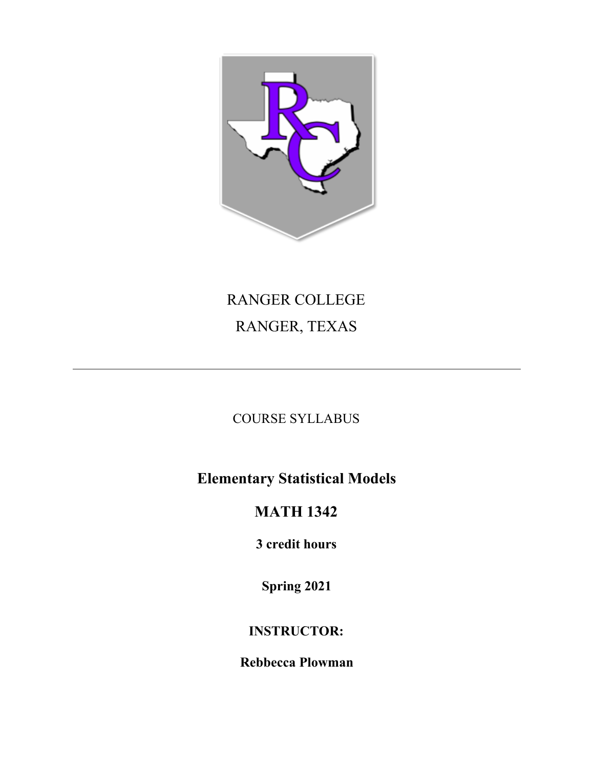RANGER COLLEGE

RANGER, TEXAS

---

COURSE SYLLABUS

# Elementary Statistical Models

# MATH 1342

**3 credit hours**

**Spring 2021**

**INSTRUCTOR:**

**Rebbecca Plowman**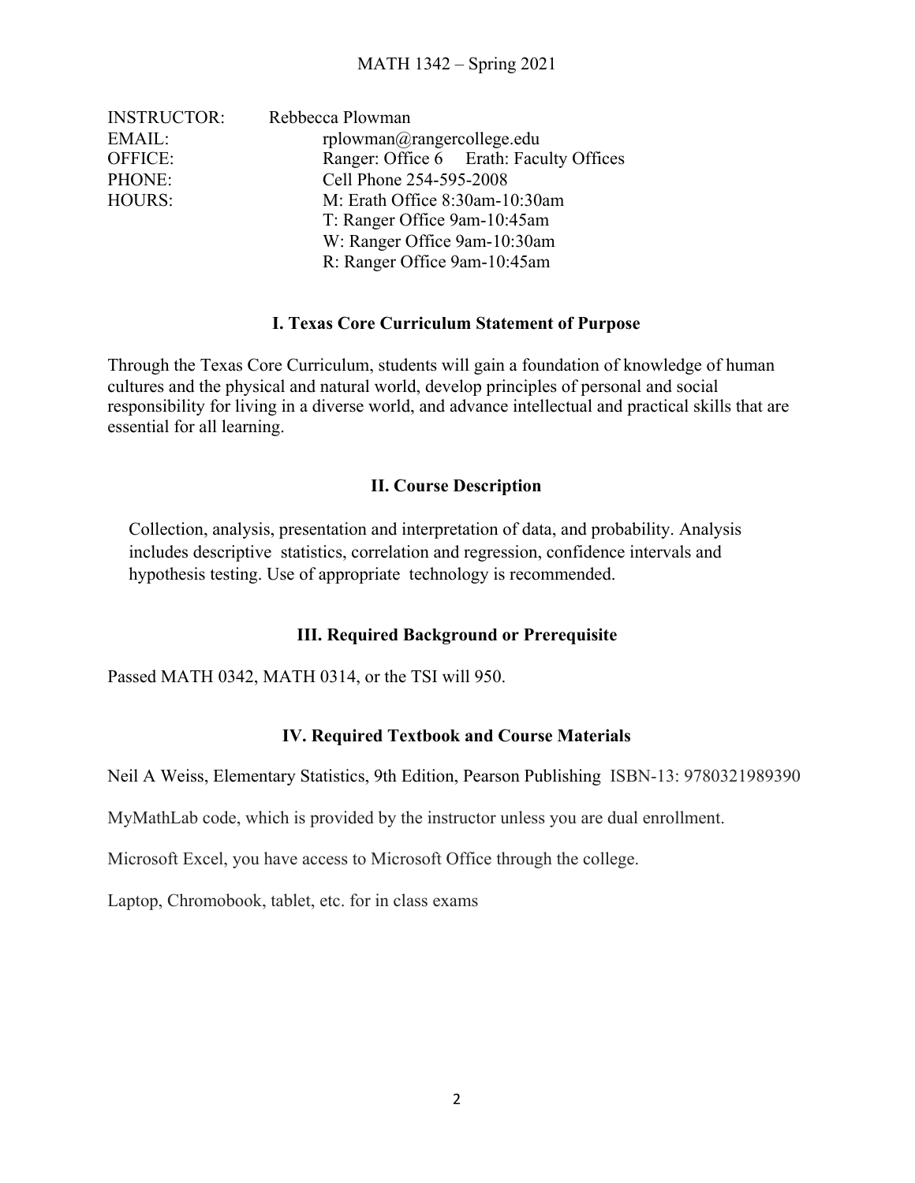MATH 1342 – Spring 2021

| | |
|---|---|
| INSTRUCTOR: | Rebbecca Plowman |
| EMAIL: | rplowman@rangercollege.edu |
| OFFICE: | Ranger: Office 6 Erath: Faculty Offices |
| PHONE: | Cell Phone 254-595-2008 |
| HOURS: | M: Erath Office 8:30am-10:30am |
| | T: Ranger Office 9am-10:45am |
| | W: Ranger Office 9am-10:30am |
| | R: Ranger Office 9am-10:45am |

## I. Texas Core Curriculum Statement of Purpose

Through the Texas Core Curriculum, students will gain a foundation of knowledge of human cultures and the physical and natural world, develop principles of personal and social responsibility for living in a diverse world, and advance intellectual and practical skills that are essential for all learning.

## II. Course Description

Collection, analysis, presentation and interpretation of data, and probability. Analysis includes descriptive statistics, correlation and regression, confidence intervals and hypothesis testing. Use of appropriate technology is recommended.

## III. Required Background or Prerequisite

Passed MATH 0342, MATH 0314, or the TSI will 950.

## IV. Required Textbook and Course Materials

Neil A Weiss, Elementary Statistics, 9th Edition, Pearson Publishing ISBN-13: 9780321989390

MyMathLab code, which is provided by the instructor unless you are dual enrollment.

Microsoft Excel, you have access to Microsoft Office through the college.

Laptop, Chromobook, tablet, etc. for in class exams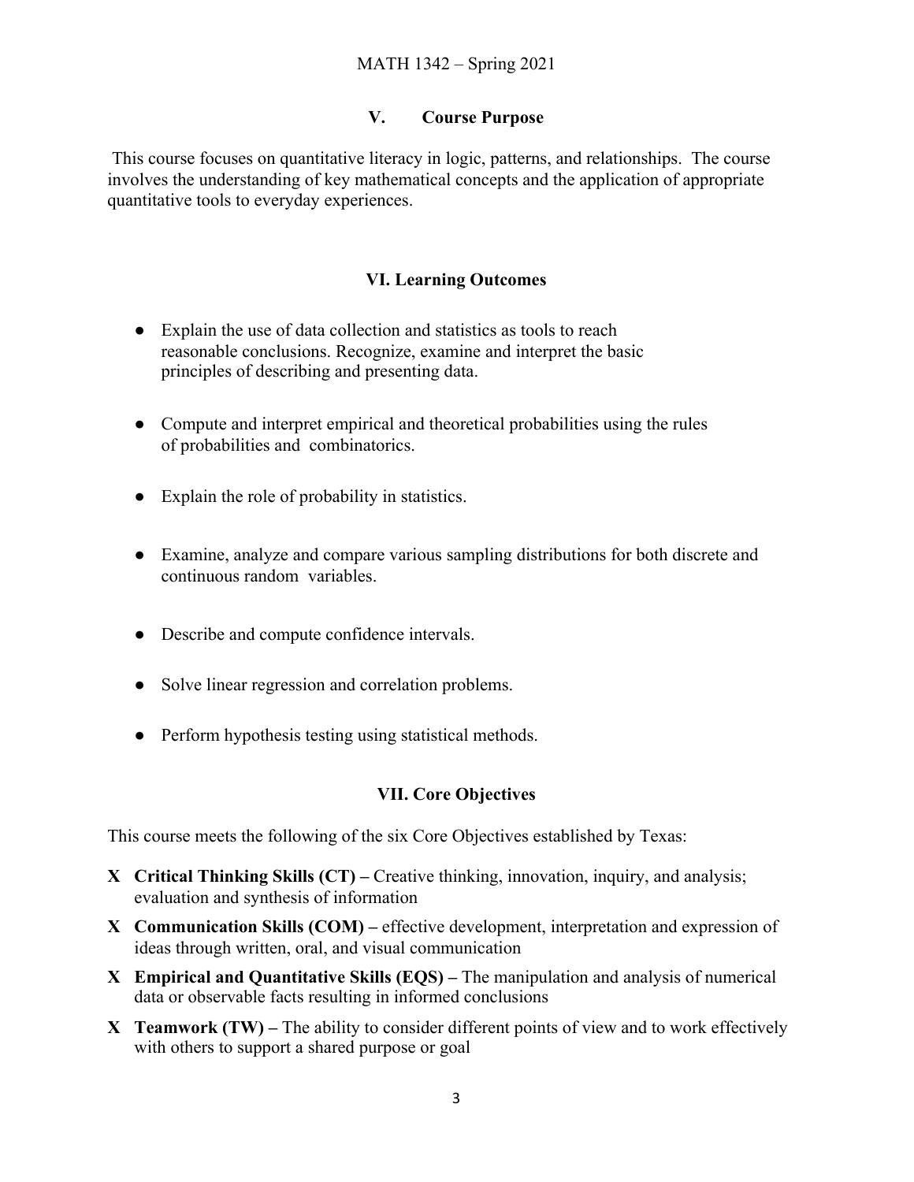## V. Course Purpose

This course focuses on quantitative literacy in logic, patterns, and relationships. The course involves the understanding of key mathematical concepts and the application of appropriate quantitative tools to everyday experiences.

## VI. Learning Outcomes

- Explain the use of data collection and statistics as tools to reach reasonable conclusions. Recognize, examine and interpret the basic principles of describing and presenting data.
- Compute and interpret empirical and theoretical probabilities using the rules of probabilities and combinatorics.
- Explain the role of probability in statistics.
- Examine, analyze and compare various sampling distributions for both discrete and continuous random variables.
- Describe and compute confidence intervals.
- Solve linear regression and correlation problems.
- Perform hypothesis testing using statistical methods.

## VII. Core Objectives

This course meets the following of the six Core Objectives established by Texas:

**X** **Critical Thinking Skills (CT) –** Creative thinking, innovation, inquiry, and analysis; evaluation and synthesis of information

**X** **Communication Skills (COM) –** effective development, interpretation and expression of ideas through written, oral, and visual communication

**X** **Empirical and Quantitative Skills (EQS) –** The manipulation and analysis of numerical data or observable facts resulting in informed conclusions

**X** **Teamwork (TW) –** The ability to consider different points of view and to work effectively with others to support a shared purpose or goal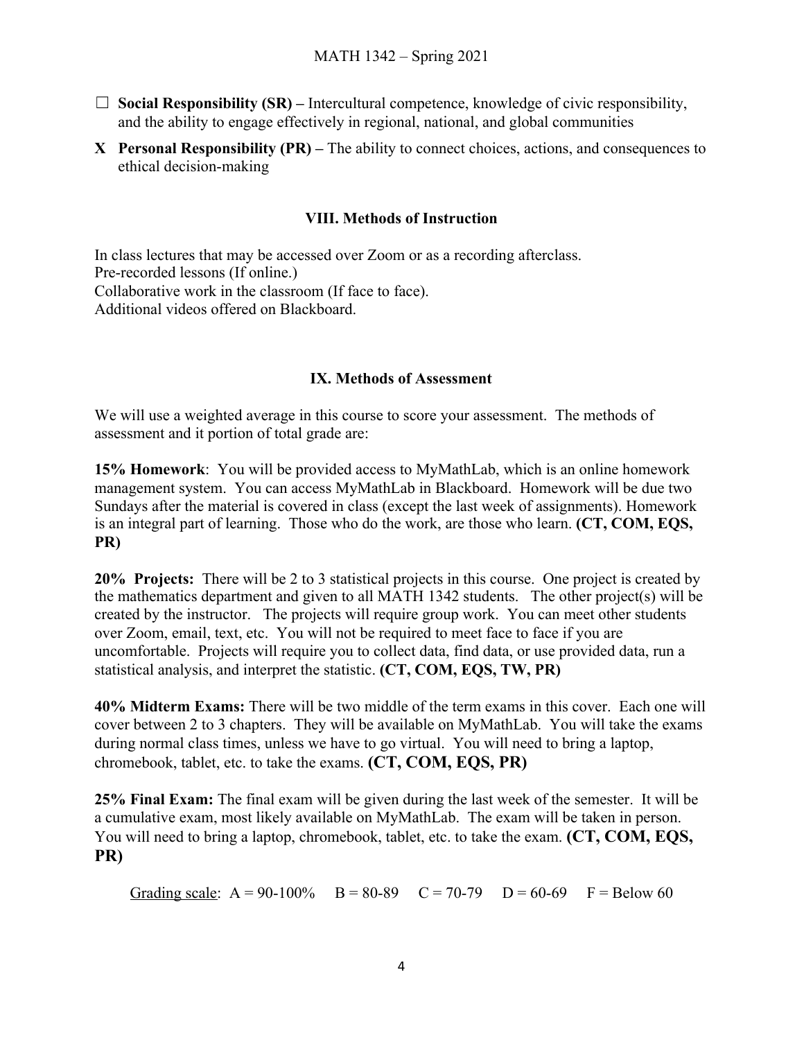☐ **Social Responsibility (SR) –** Intercultural competence, knowledge of civic responsibility, and the ability to engage effectively in regional, national, and global communities

**X Personal Responsibility (PR) –** The ability to connect choices, actions, and consequences to ethical decision-making

## VIII. Methods of Instruction

In class lectures that may be accessed over Zoom or as a recording afterclass.
Pre-recorded lessons (If online.)
Collaborative work in the classroom (If face to face).
Additional videos offered on Blackboard.

## IX. Methods of Assessment

We will use a weighted average in this course to score your assessment. The methods of assessment and it portion of total grade are:

**15% Homework**: You will be provided access to MyMathLab, which is an online homework management system. You can access MyMathLab in Blackboard. Homework will be due two Sundays after the material is covered in class (except the last week of assignments). Homework is an integral part of learning. Those who do the work, are those who learn. **(CT, COM, EQS, PR)**

**20% Projects:** There will be 2 to 3 statistical projects in this course. One project is created by the mathematics department and given to all MATH 1342 students. The other project(s) will be created by the instructor. The projects will require group work. You can meet other students over Zoom, email, text, etc. You will not be required to meet face to face if you are uncomfortable. Projects will require you to collect data, find data, or use provided data, run a statistical analysis, and interpret the statistic. **(CT, COM, EQS, TW, PR)**

**40% Midterm Exams:** There will be two middle of the term exams in this cover. Each one will cover between 2 to 3 chapters. They will be available on MyMathLab. You will take the exams during normal class times, unless we have to go virtual. You will need to bring a laptop, chromebook, tablet, etc. to take the exams. **(CT, COM, EQS, PR)**

**25% Final Exam:** The final exam will be given during the last week of the semester. It will be a cumulative exam, most likely available on MyMathLab. The exam will be taken in person. You will need to bring a laptop, chromebook, tablet, etc. to take the exam. **(CT, COM, EQS, PR)**

Grading scale: A = 90-100% B = 80-89 C = 70-79 D = 60-69 F = Below 60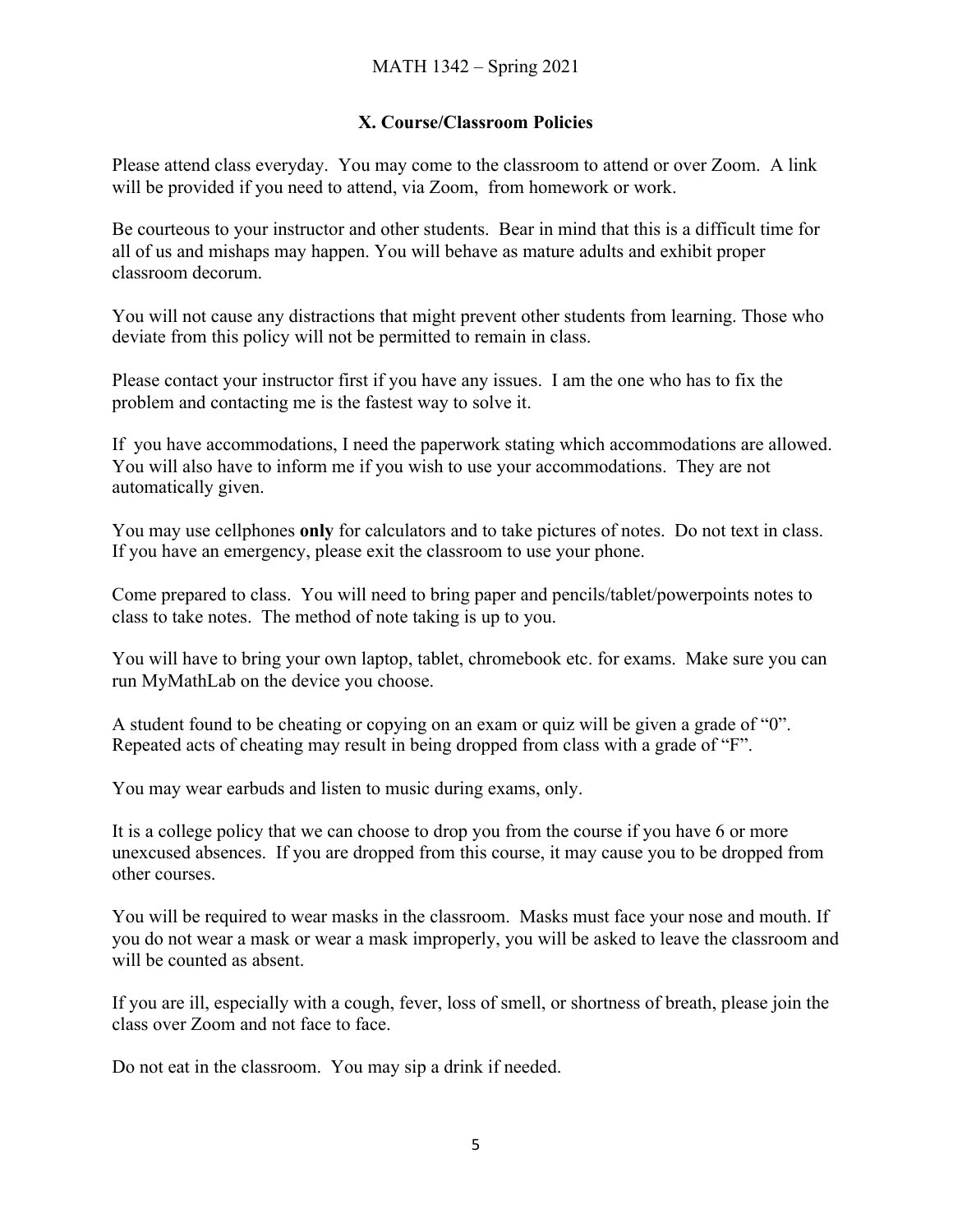## X. Course/Classroom Policies

Please attend class everyday. You may come to the classroom to attend or over Zoom. A link will be provided if you need to attend, via Zoom, from homework or work.

Be courteous to your instructor and other students. Bear in mind that this is a difficult time for all of us and mishaps may happen. You will behave as mature adults and exhibit proper classroom decorum.

You will not cause any distractions that might prevent other students from learning. Those who deviate from this policy will not be permitted to remain in class.

Please contact your instructor first if you have any issues. I am the one who has to fix the problem and contacting me is the fastest way to solve it.

If you have accommodations, I need the paperwork stating which accommodations are allowed. You will also have to inform me if you wish to use your accommodations. They are not automatically given.

You may use cellphones **only** for calculators and to take pictures of notes. Do not text in class. If you have an emergency, please exit the classroom to use your phone.

Come prepared to class. You will need to bring paper and pencils/tablet/powerpoints notes to class to take notes. The method of note taking is up to you.

You will have to bring your own laptop, tablet, chromebook etc. for exams. Make sure you can run MyMathLab on the device you choose.

A student found to be cheating or copying on an exam or quiz will be given a grade of "0". Repeated acts of cheating may result in being dropped from class with a grade of "F".

You may wear earbuds and listen to music during exams, only.

It is a college policy that we can choose to drop you from the course if you have 6 or more unexcused absences. If you are dropped from this course, it may cause you to be dropped from other courses.

You will be required to wear masks in the classroom. Masks must face your nose and mouth. If you do not wear a mask or wear a mask improperly, you will be asked to leave the classroom and will be counted as absent.

If you are ill, especially with a cough, fever, loss of smell, or shortness of breath, please join the class over Zoom and not face to face.

Do not eat in the classroom. You may sip a drink if needed.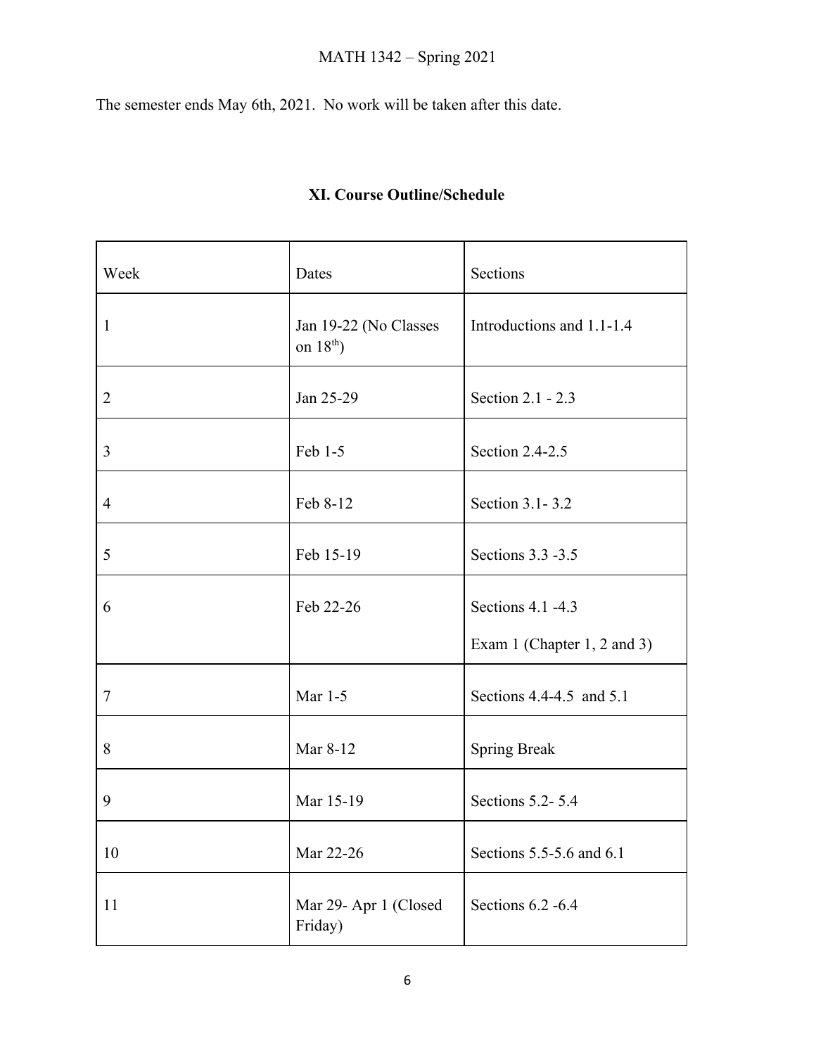The semester ends May 6th, 2021. No work will be taken after this date.

## XI. Course Outline/Schedule

| Week | Dates | Sections |
|---|---|---|
| 1 | Jan 19-22 (No Classes on 18th) | Introductions and 1.1-1.4 |
| 2 | Jan 25-29 | Section 2.1 - 2.3 |
| 3 | Feb 1-5 | Section 2.4-2.5 |
| 4 | Feb 8-12 | Section 3.1- 3.2 |
| 5 | Feb 15-19 | Sections 3.3 -3.5 |
| 6 | Feb 22-26 | Sections 4.1 -4.3<br>Exam 1 (Chapter 1, 2 and 3) |
| 7 | Mar 1-5 | Sections 4.4-4.5 and 5.1 |
| 8 | Mar 8-12 | Spring Break |
| 9 | Mar 15-19 | Sections 5.2- 5.4 |
| 10 | Mar 22-26 | Sections 5.5-5.6 and 6.1 |
| 11 | Mar 29- Apr 1 (Closed Friday) | Sections 6.2 -6.4 |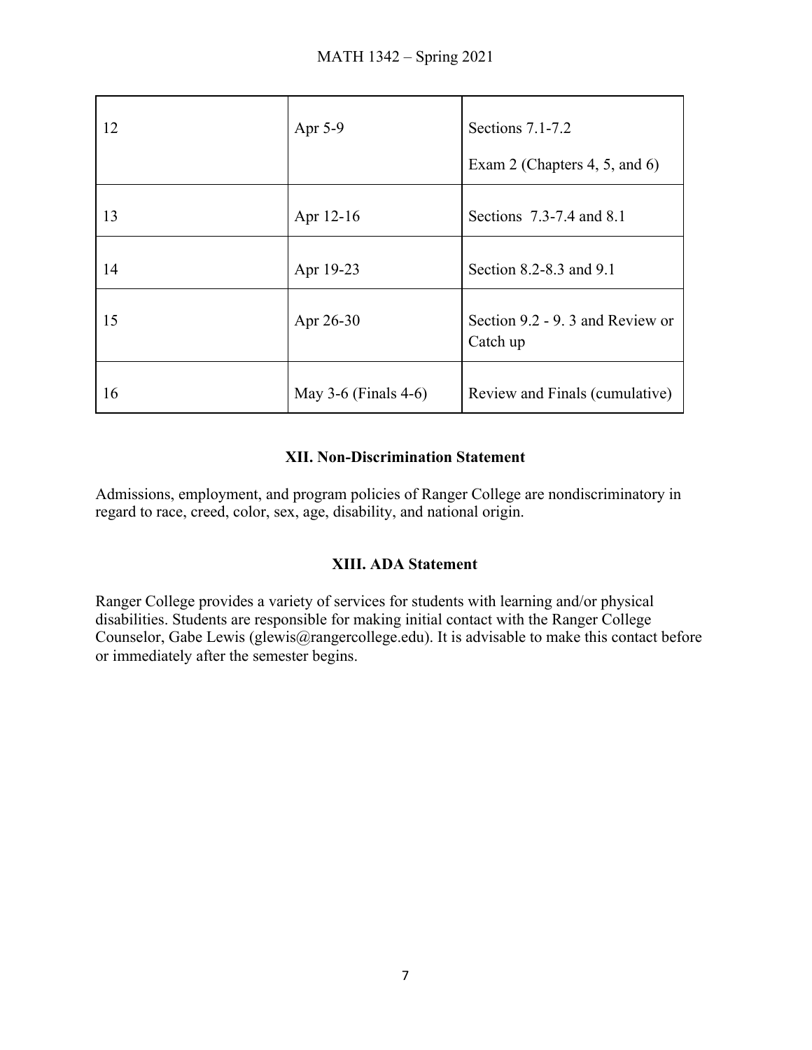| | | |
|---|---|---|
| 12 | Apr 5-9 | Sections 7.1-7.2<br><br>Exam 2 (Chapters 4, 5, and 6) |
| 13 | Apr 12-16 | Sections 7.3-7.4 and 8.1 |
| 14 | Apr 19-23 | Section 8.2-8.3 and 9.1 |
| 15 | Apr 26-30 | Section 9.2 - 9. 3 and Review or Catch up |
| 16 | May 3-6 (Finals 4-6) | Review and Finals (cumulative) |

## XII. Non-Discrimination Statement

Admissions, employment, and program policies of Ranger College are nondiscriminatory in regard to race, creed, color, sex, age, disability, and national origin.

## XIII. ADA Statement

Ranger College provides a variety of services for students with learning and/or physical disabilities. Students are responsible for making initial contact with the Ranger College Counselor, Gabe Lewis (glewis@rangercollege.edu). It is advisable to make this contact before or immediately after the semester begins.